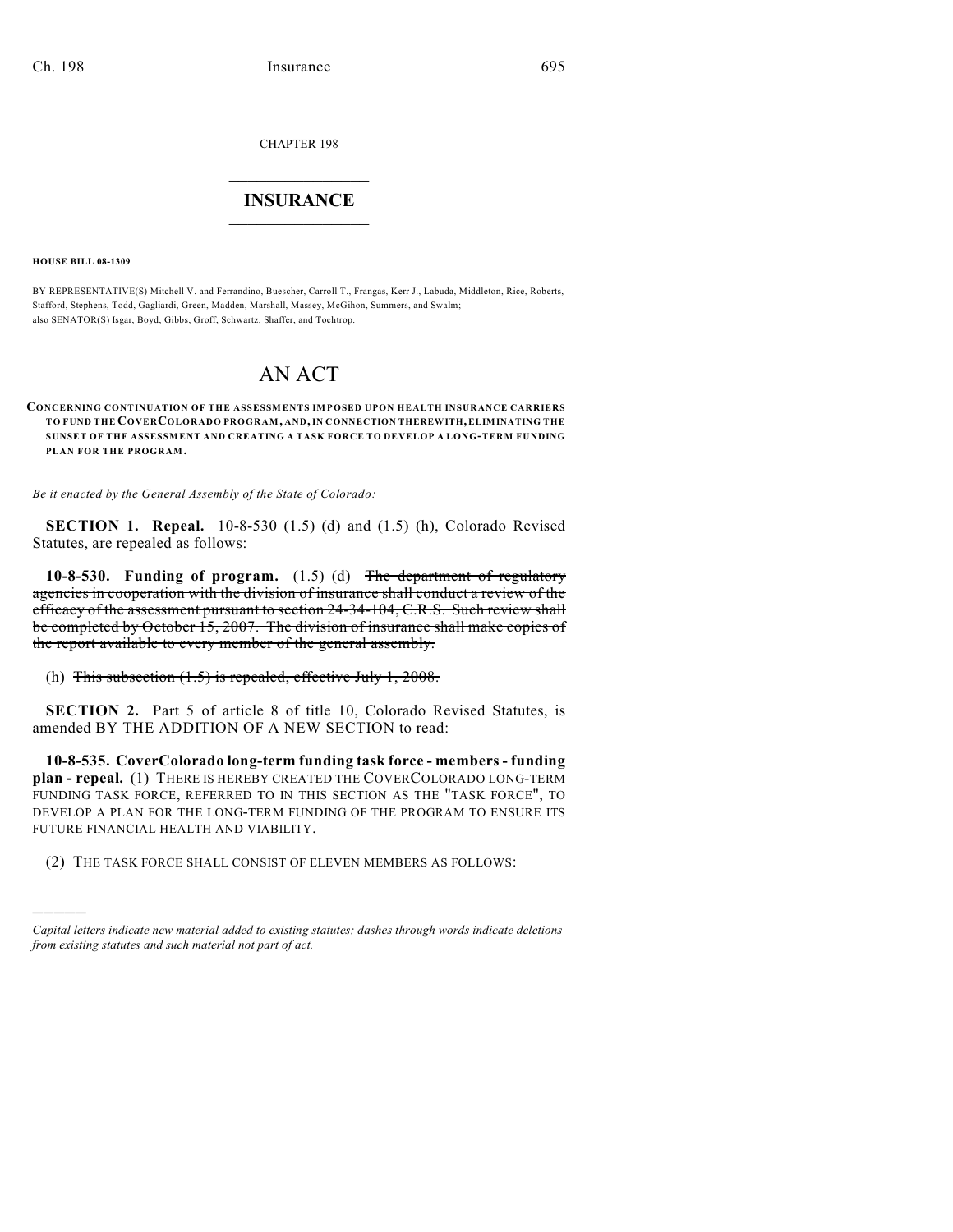CHAPTER 198

# INSURANCE

**HOUSE BILL 08-1309**

BY REPRESENTATIVE(S) Mitchell V. and Ferrandino, Buescher, Carroll T., Frangas, Kerr J., Labuda, Middleton, Rice, Roberts, Stafford, Stephens, Todd, Gagliardi, Green, Madden, Marshall, Massey, McGihon, Summers, and Swalm; also SENATOR(S) Isgar, Boyd, Gibbs, Groff, Schwartz, Shaffer, and Tochtrop.

# AN ACT

**CONCERNING CONTINUATION OF THE ASSESSMENTS IMPOSED UPON HEALTH INSURANCE CARRIERS TO FUND THE COVERCOLORADO PROGRAM, AND, IN CONNECTION THEREWITH, ELIMINATING THE SUNSET OF THE ASSESSMENT AND CREATING A TASK FORCE TO DEVELOP A LONG-TERM FUNDING PLAN FOR THE PROGRAM.**

*Be it enacted by the General Assembly of the State of Colorado:*

**SECTION 1. Repeal.** 10-8-530 (1.5) (d) and (1.5) (h), Colorado Revised Statutes, are repealed as follows:

**10-8-530. Funding of program.** (1.5) (d) ~~The department of regulatory agencies in cooperation with the division of insurance shall conduct a review of the efficacy of the assessment pursuant to section 24-34-104, C.R.S. Such review shall be completed by October 15, 2007. The division of insurance shall make copies of the report available to every member of the general assembly.~~

(h) ~~This subsection (1.5) is repealed, effective July 1, 2008.~~

**SECTION 2.** Part 5 of article 8 of title 10, Colorado Revised Statutes, is amended BY THE ADDITION OF A NEW SECTION to read:

**10-8-535. CoverColorado long-term funding task force - members - funding plan - repeal.** (1) THERE IS HEREBY CREATED THE COVERCOLORADO LONG-TERM FUNDING TASK FORCE, REFERRED TO IN THIS SECTION AS THE "TASK FORCE", TO DEVELOP A PLAN FOR THE LONG-TERM FUNDING OF THE PROGRAM TO ENSURE ITS FUTURE FINANCIAL HEALTH AND VIABILITY.

(2) THE TASK FORCE SHALL CONSIST OF ELEVEN MEMBERS AS FOLLOWS:

---

*Capital letters indicate new material added to existing statutes; dashes through words indicate deletions from existing statutes and such material not part of act.*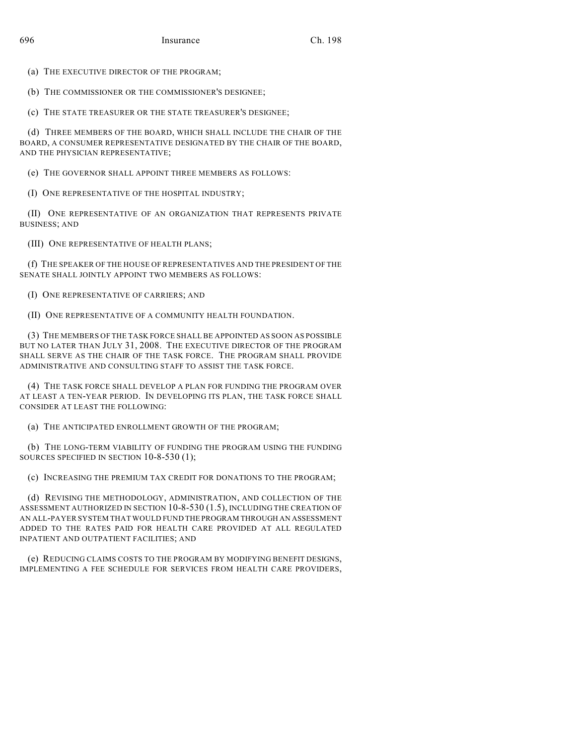(a) THE EXECUTIVE DIRECTOR OF THE PROGRAM;

(b) THE COMMISSIONER OR THE COMMISSIONER'S DESIGNEE;

(c) THE STATE TREASURER OR THE STATE TREASURER'S DESIGNEE;

(d) THREE MEMBERS OF THE BOARD, WHICH SHALL INCLUDE THE CHAIR OF THE BOARD, A CONSUMER REPRESENTATIVE DESIGNATED BY THE CHAIR OF THE BOARD, AND THE PHYSICIAN REPRESENTATIVE;

(e) THE GOVERNOR SHALL APPOINT THREE MEMBERS AS FOLLOWS:

(I) ONE REPRESENTATIVE OF THE HOSPITAL INDUSTRY;

(II) ONE REPRESENTATIVE OF AN ORGANIZATION THAT REPRESENTS PRIVATE BUSINESS; AND

(III) ONE REPRESENTATIVE OF HEALTH PLANS;

(f) THE SPEAKER OF THE HOUSE OF REPRESENTATIVES AND THE PRESIDENT OF THE SENATE SHALL JOINTLY APPOINT TWO MEMBERS AS FOLLOWS:

(I) ONE REPRESENTATIVE OF CARRIERS; AND

(II) ONE REPRESENTATIVE OF A COMMUNITY HEALTH FOUNDATION.

(3) THE MEMBERS OF THE TASK FORCE SHALL BE APPOINTED AS SOON AS POSSIBLE BUT NO LATER THAN JULY 31, 2008. THE EXECUTIVE DIRECTOR OF THE PROGRAM SHALL SERVE AS THE CHAIR OF THE TASK FORCE. THE PROGRAM SHALL PROVIDE ADMINISTRATIVE AND CONSULTING STAFF TO ASSIST THE TASK FORCE.

(4) THE TASK FORCE SHALL DEVELOP A PLAN FOR FUNDING THE PROGRAM OVER AT LEAST A TEN-YEAR PERIOD. IN DEVELOPING ITS PLAN, THE TASK FORCE SHALL CONSIDER AT LEAST THE FOLLOWING:

(a) THE ANTICIPATED ENROLLMENT GROWTH OF THE PROGRAM;

(b) THE LONG-TERM VIABILITY OF FUNDING THE PROGRAM USING THE FUNDING SOURCES SPECIFIED IN SECTION 10-8-530 (1);

(c) INCREASING THE PREMIUM TAX CREDIT FOR DONATIONS TO THE PROGRAM;

(d) REVISING THE METHODOLOGY, ADMINISTRATION, AND COLLECTION OF THE ASSESSMENT AUTHORIZED IN SECTION 10-8-530 (1.5), INCLUDING THE CREATION OF AN ALL-PAYER SYSTEM THAT WOULD FUND THE PROGRAM THROUGH AN ASSESSMENT ADDED TO THE RATES PAID FOR HEALTH CARE PROVIDED AT ALL REGULATED INPATIENT AND OUTPATIENT FACILITIES; AND

(e) REDUCING CLAIMS COSTS TO THE PROGRAM BY MODIFYING BENEFIT DESIGNS, IMPLEMENTING A FEE SCHEDULE FOR SERVICES FROM HEALTH CARE PROVIDERS,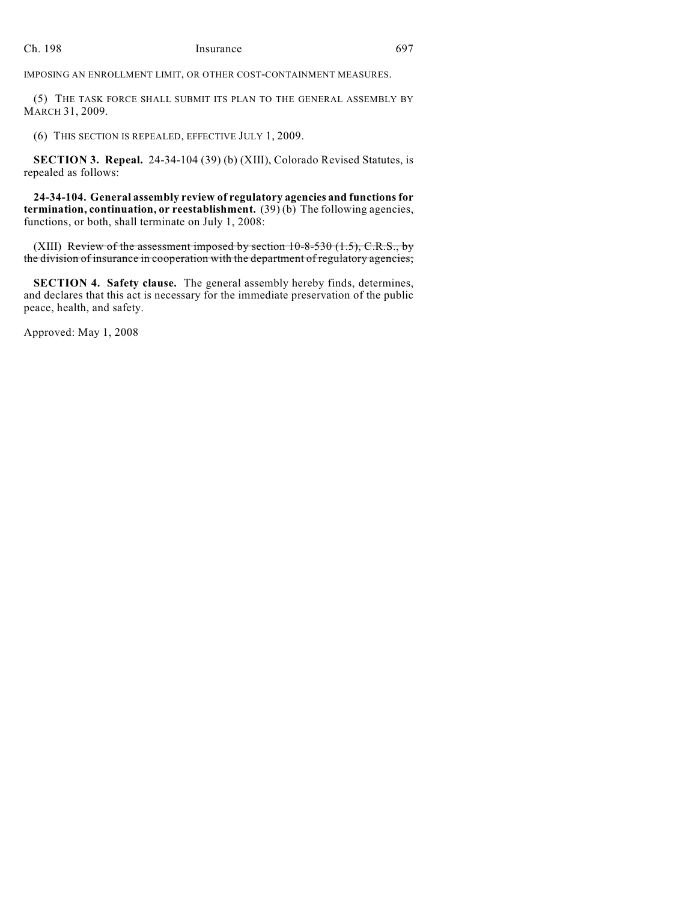IMPOSING AN ENROLLMENT LIMIT, OR OTHER COST-CONTAINMENT MEASURES.

(5) THE TASK FORCE SHALL SUBMIT ITS PLAN TO THE GENERAL ASSEMBLY BY MARCH 31, 2009.

(6) THIS SECTION IS REPEALED, EFFECTIVE JULY 1, 2009.

**SECTION 3. Repeal.** 24-34-104 (39) (b) (XIII), Colorado Revised Statutes, is repealed as follows:

**24-34-104. General assembly review of regulatory agencies and functions for termination, continuation, or reestablishment.** (39) (b) The following agencies, functions, or both, shall terminate on July 1, 2008:

(XIII) ~~Review of the assessment imposed by section 10-8-530 (1.5), C.R.S., by the division of insurance in cooperation with the department of regulatory agencies;~~

**SECTION 4. Safety clause.** The general assembly hereby finds, determines, and declares that this act is necessary for the immediate preservation of the public peace, health, and safety.

Approved: May 1, 2008